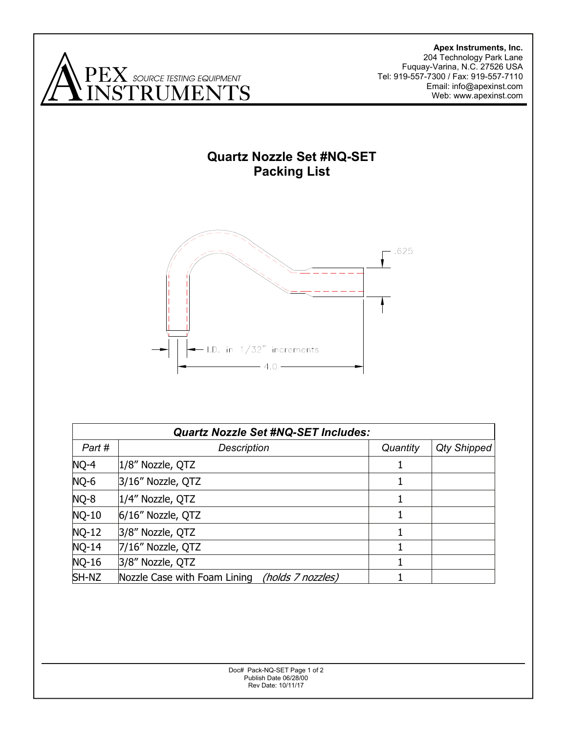**Apex Instruments, Inc.**
204 Technology Park Lane
Fuquay-Varina, N.C. 27526 USA
Tel: 919-557-7300 / Fax: 919-557-7110
Email: info@apexinst.com
Web: www.apexinst.com

APEX SOURCE TESTING EQUIPMENT INSTRUMENTS

# Quartz Nozzle Set #NQ-SET
## Packing List

.625

I.D. in 1/32" increments

4.0

| *Quartz Nozzle Set #NQ-SET Includes:* | | | |
|---|---|---|---|
| *Part #* | *Description* | *Quantity* | *Qty Shipped* |
| NQ-4 | 1/8″ Nozzle, QTZ | 1 | |
| NQ-6 | 3/16″ Nozzle, QTZ | 1 | |
| NQ-8 | 1/4″ Nozzle, QTZ | 1 | |
| NQ-10 | 6/16″ Nozzle, QTZ | 1 | |
| NQ-12 | 3/8″ Nozzle, QTZ | 1 | |
| NQ-14 | 7/16″ Nozzle, QTZ | 1 | |
| NQ-16 | 3/8″ Nozzle, QTZ | 1 | |
| SH-NZ | Nozzle Case with Foam Lining *(holds 7 nozzles)* | 1 | |

Doc# Pack-NQ-SET
Publish Date 06/28/00
Rev Date: 10/11/17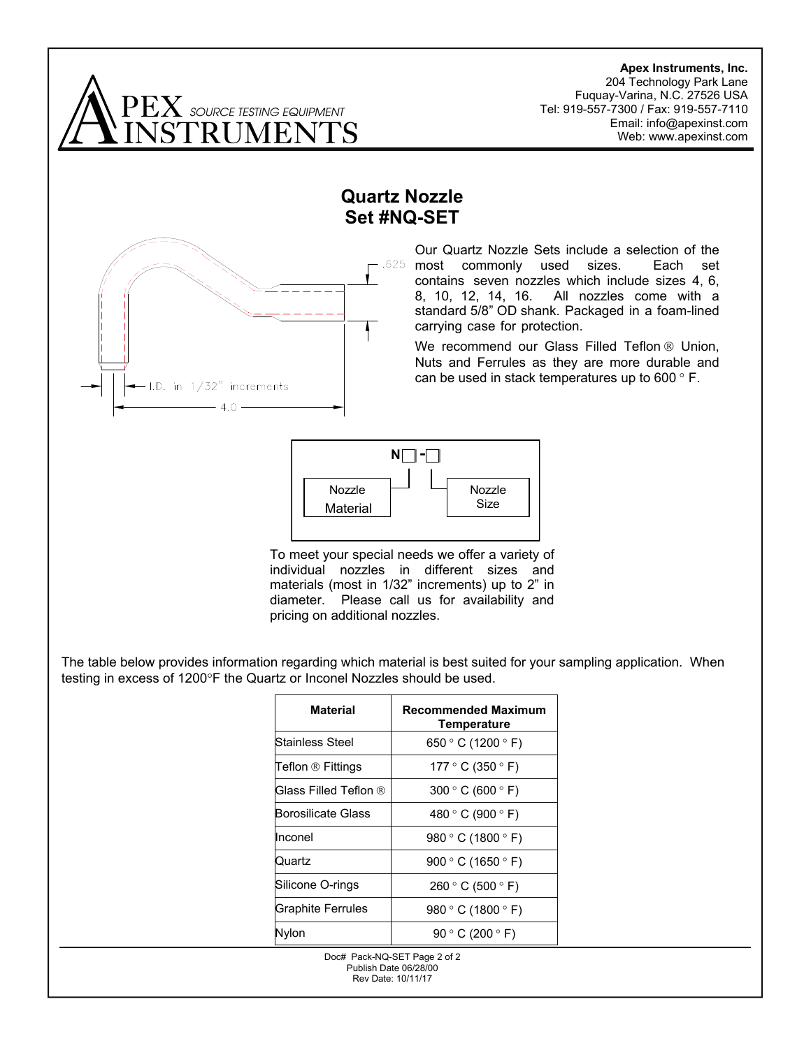**Apex Instruments, Inc.**
204 Technology Park Lane
Fuquay-Varina, N.C. 27526 USA
Tel: 919-557-7300 / Fax: 919-557-7110
Email: info@apexinst.com
Web: www.apexinst.com

## Quartz Nozzle
## Set #NQ-SET

.625

I.D. in 1/32" increments

4.0

Our Quartz Nozzle Sets include a selection of the most commonly used sizes. Each set contains seven nozzles which include sizes 4, 6, 8, 10, 12, 14, 16. All nozzles come with a standard 5/8" OD shank. Packaged in a foam-lined carrying case for protection.

We recommend our Glass Filled Teflon ® Union, Nuts and Ferrules as they are more durable and can be used in stack temperatures up to 600 ° F.

**N** ☐ **-** ☐

Nozzle Material

Nozzle Size

To meet your special needs we offer a variety of individual nozzles in different sizes and materials (most in 1/32" increments) up to 2" in diameter. Please call us for availability and pricing on additional nozzles.

The table below provides information regarding which material is best suited for your sampling application. When testing in excess of 1200°F the Quartz or Inconel Nozzles should be used.

| Material | Recommended Maximum Temperature |
|---|---|
| Stainless Steel | 650 ° C (1200 ° F) |
| Teflon ® Fittings | 177 ° C (350 ° F) |
| Glass Filled Teflon ® | 300 ° C (600 ° F) |
| Borosilicate Glass | 480 ° C (900 ° F) |
| Inconel | 980 ° C (1800 ° F) |
| Quartz | 900 ° C (1650 ° F) |
| Silicone O-rings | 260 ° C (500 ° F) |
| Graphite Ferrules | 980 ° C (1800 ° F) |
| Nylon | 90 ° C (200 ° F) |

Doc# Pack-NQ-SET
Publish Date 06/28/00
Rev Date: 10/11/17